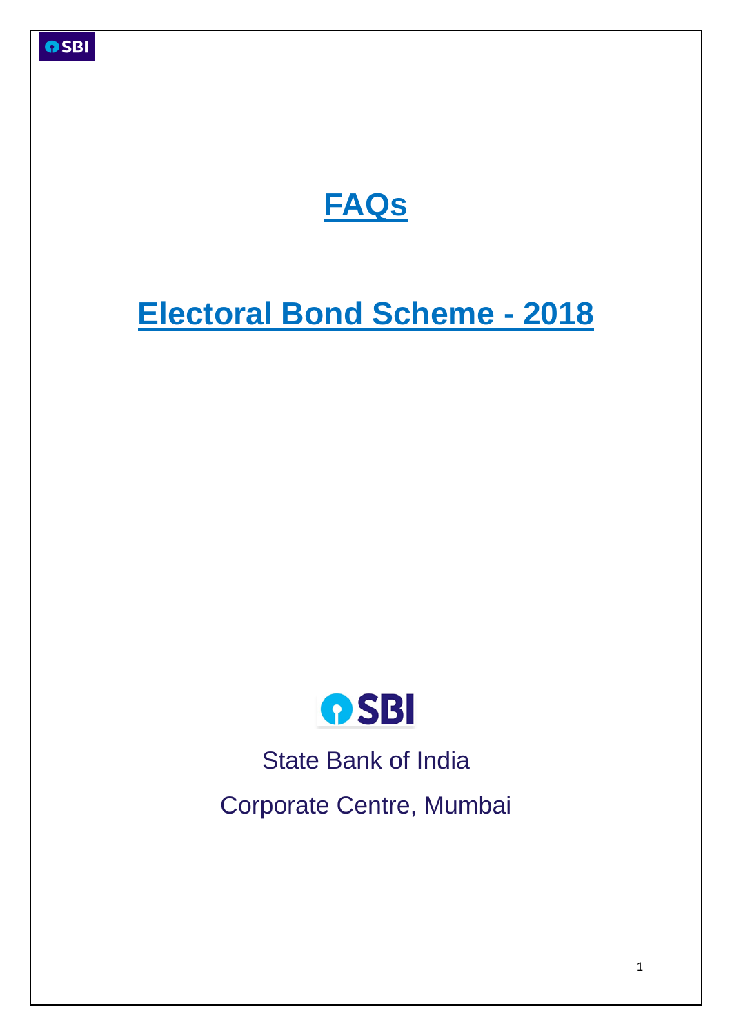# FAQs

# Electoral Bond Scheme - 2018

State Bank of India

Corporate Centre, Mumbai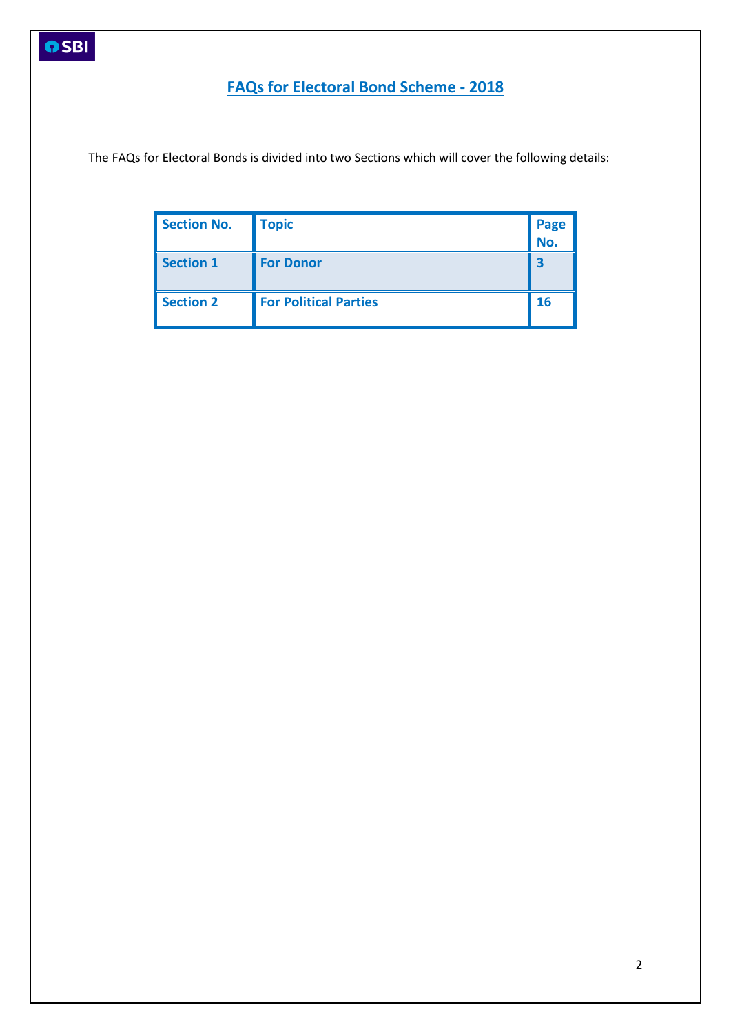# FAQs for Electoral Bond Scheme - 2018

The FAQs for Electoral Bonds is divided into two Sections which will cover the following details:

| Section No. | Topic | Page No. |
|---|---|---|
| Section 1 | For Donor | 3 |
| Section 2 | For Political Parties | 16 |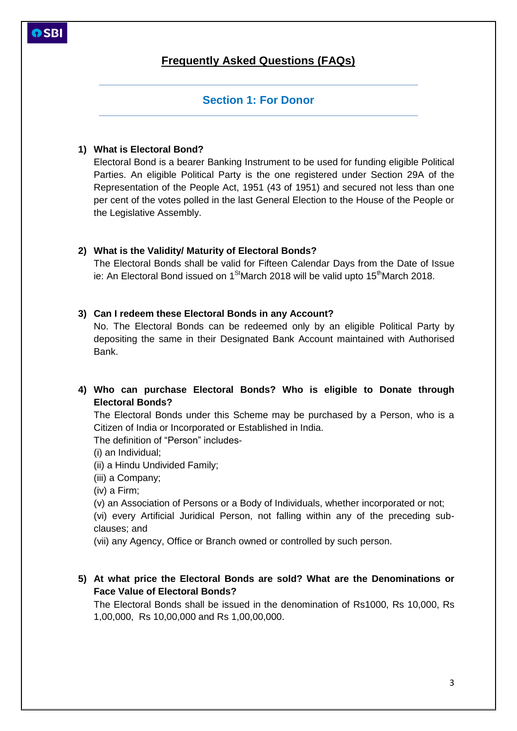## Frequently Asked Questions (FAQs)

### Section 1: For Donor

**1) What is Electoral Bond?**

Electoral Bond is a bearer Banking Instrument to be used for funding eligible Political Parties. An eligible Political Party is the one registered under Section 29A of the Representation of the People Act, 1951 (43 of 1951) and secured not less than one per cent of the votes polled in the last General Election to the House of the People or the Legislative Assembly.

**2) What is the Validity/ Maturity of Electoral Bonds?**

The Electoral Bonds shall be valid for Fifteen Calendar Days from the Date of Issue ie: An Electoral Bond issued on 1St March 2018 will be valid upto 15th March 2018.

**3) Can I redeem these Electoral Bonds in any Account?**

No. The Electoral Bonds can be redeemed only by an eligible Political Party by depositing the same in their Designated Bank Account maintained with Authorised Bank.

**4) Who can purchase Electoral Bonds? Who is eligible to Donate through Electoral Bonds?**

The Electoral Bonds under this Scheme may be purchased by a Person, who is a Citizen of India or Incorporated or Established in India.

The definition of “Person” includes-

(i) an Individual;

(ii) a Hindu Undivided Family;

(iii) a Company;

(iv) a Firm;

(v) an Association of Persons or a Body of Individuals, whether incorporated or not;

(vi) every Artificial Juridical Person, not falling within any of the preceding sub-clauses; and

(vii) any Agency, Office or Branch owned or controlled by such person.

**5) At what price the Electoral Bonds are sold? What are the Denominations or Face Value of Electoral Bonds?**

The Electoral Bonds shall be issued in the denomination of Rs1000, Rs 10,000, Rs 1,00,000, Rs 10,00,000 and Rs 1,00,00,000.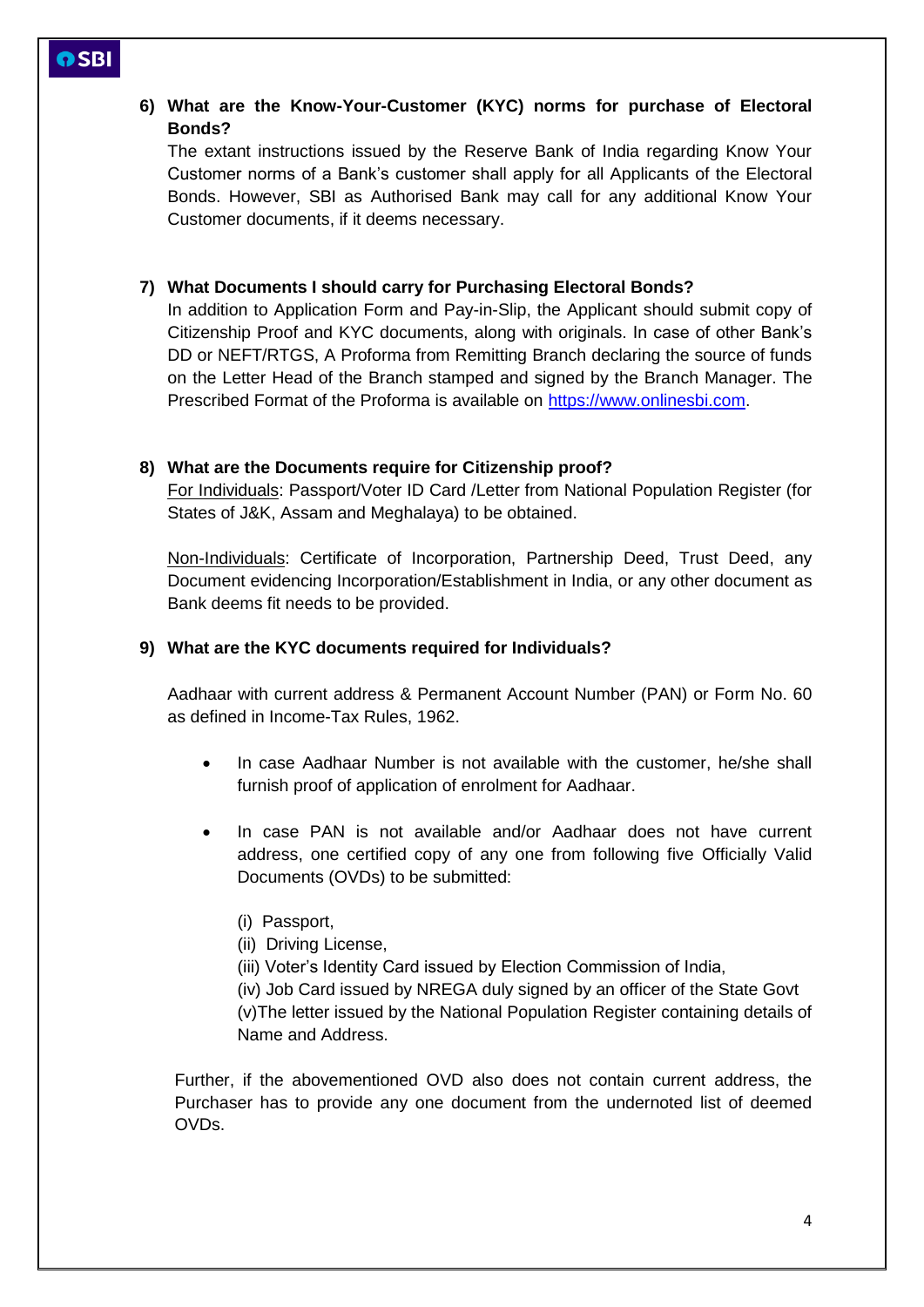6) **What are the Know-Your-Customer (KYC) norms for purchase of Electoral Bonds?**

The extant instructions issued by the Reserve Bank of India regarding Know Your Customer norms of a Bank's customer shall apply for all Applicants of the Electoral Bonds. However, SBI as Authorised Bank may call for any additional Know Your Customer documents, if it deems necessary.

7) **What Documents I should carry for Purchasing Electoral Bonds?**

In addition to Application Form and Pay-in-Slip, the Applicant should submit copy of Citizenship Proof and KYC documents, along with originals. In case of other Bank's DD or NEFT/RTGS, A Proforma from Remitting Branch declaring the source of funds on the Letter Head of the Branch stamped and signed by the Branch Manager. The Prescribed Format of the Proforma is available on [https://www.onlinesbi.com](https://www.onlinesbi.com).

8) **What are the Documents require for Citizenship proof?**

For Individuals: Passport/Voter ID Card /Letter from National Population Register (for States of J&K, Assam and Meghalaya) to be obtained.

Non-Individuals: Certificate of Incorporation, Partnership Deed, Trust Deed, any Document evidencing Incorporation/Establishment in India, or any other document as Bank deems fit needs to be provided.

9) **What are the KYC documents required for Individuals?**

Aadhaar with current address & Permanent Account Number (PAN) or Form No. 60 as defined in Income-Tax Rules, 1962.

- In case Aadhaar Number is not available with the customer, he/she shall furnish proof of application of enrolment for Aadhaar.

- In case PAN is not available and/or Aadhaar does not have current address, one certified copy of any one from following five Officially Valid Documents (OVDs) to be submitted:

  (i) Passport,
  (ii) Driving License,
  (iii) Voter's Identity Card issued by Election Commission of India,
  (iv) Job Card issued by NREGA duly signed by an officer of the State Govt
  (v)The letter issued by the National Population Register containing details of Name and Address.

Further, if the abovementioned OVD also does not contain current address, the Purchaser has to provide any one document from the undernoted list of deemed OVDs.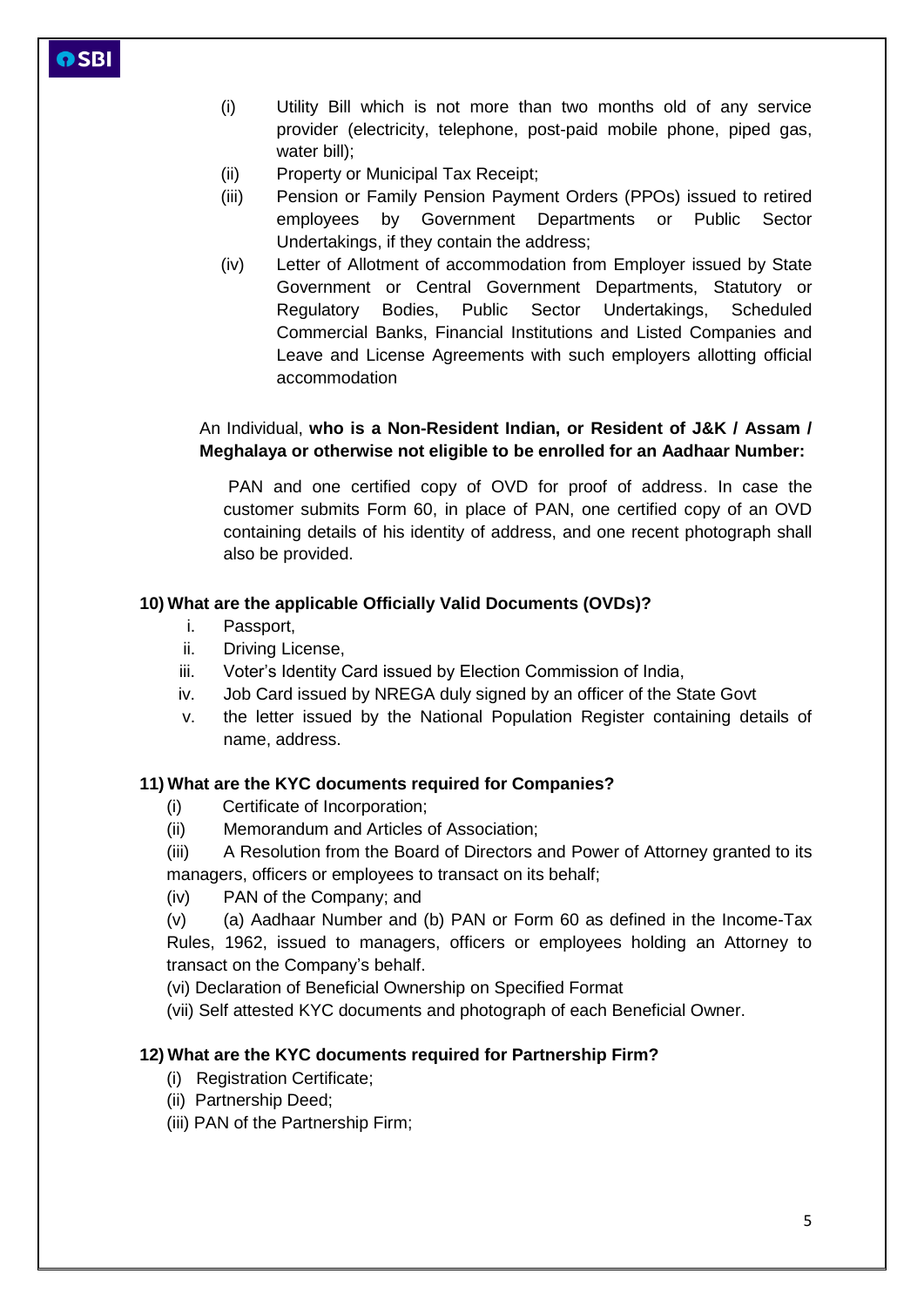(i) Utility Bill which is not more than two months old of any service provider (electricity, telephone, post-paid mobile phone, piped gas, water bill);

(ii) Property or Municipal Tax Receipt;

(iii) Pension or Family Pension Payment Orders (PPOs) issued to retired employees by Government Departments or Public Sector Undertakings, if they contain the address;

(iv) Letter of Allotment of accommodation from Employer issued by State Government or Central Government Departments, Statutory or Regulatory Bodies, Public Sector Undertakings, Scheduled Commercial Banks, Financial Institutions and Listed Companies and Leave and License Agreements with such employers allotting official accommodation

An Individual, **who is a Non-Resident Indian, or Resident of J&K / Assam / Meghalaya or otherwise not eligible to be enrolled for an Aadhaar Number:**

PAN and one certified copy of OVD for proof of address. In case the customer submits Form 60, in place of PAN, one certified copy of an OVD containing details of his identity of address, and one recent photograph shall also be provided.

**10) What are the applicable Officially Valid Documents (OVDs)?**

i. Passport,
ii. Driving License,
iii. Voter's Identity Card issued by Election Commission of India,
iv. Job Card issued by NREGA duly signed by an officer of the State Govt
v. the letter issued by the National Population Register containing details of name, address.

**11) What are the KYC documents required for Companies?**

(i) Certificate of Incorporation;

(ii) Memorandum and Articles of Association;

(iii) A Resolution from the Board of Directors and Power of Attorney granted to its managers, officers or employees to transact on its behalf;

(iv) PAN of the Company; and

(v) (a) Aadhaar Number and (b) PAN or Form 60 as defined in the Income-Tax Rules, 1962, issued to managers, officers or employees holding an Attorney to transact on the Company's behalf.

(vi) Declaration of Beneficial Ownership on Specified Format

(vii) Self attested KYC documents and photograph of each Beneficial Owner.

**12) What are the KYC documents required for Partnership Firm?**

(i) Registration Certificate;

(ii) Partnership Deed;

(iii) PAN of the Partnership Firm;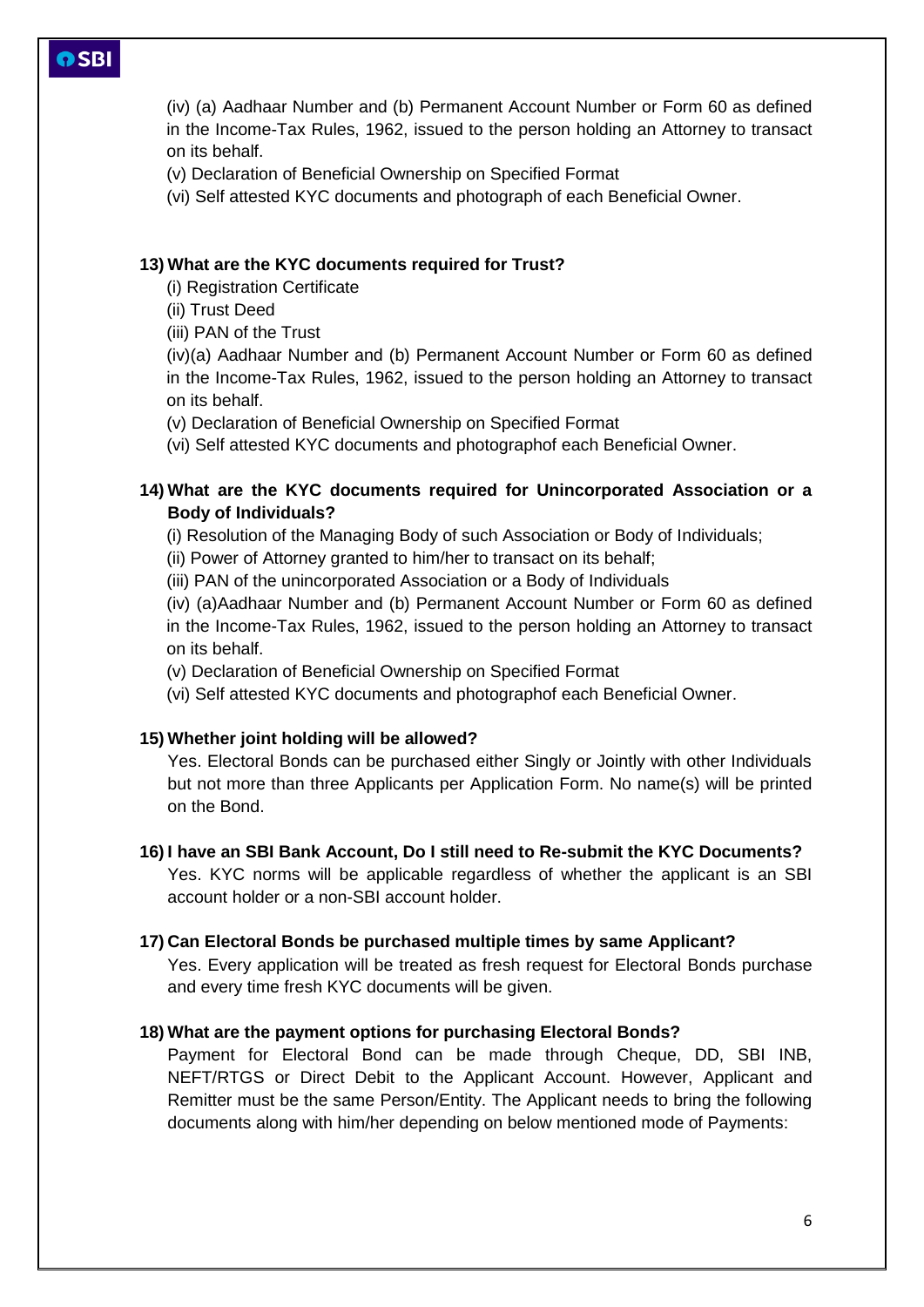(iv) (a) Aadhaar Number and (b) Permanent Account Number or Form 60 as defined in the Income-Tax Rules, 1962, issued to the person holding an Attorney to transact on its behalf.

(v) Declaration of Beneficial Ownership on Specified Format

(vi) Self attested KYC documents and photograph of each Beneficial Owner.

**13) What are the KYC documents required for Trust?**

(i) Registration Certificate

(ii) Trust Deed

(iii) PAN of the Trust

(iv)(a) Aadhaar Number and (b) Permanent Account Number or Form 60 as defined in the Income-Tax Rules, 1962, issued to the person holding an Attorney to transact on its behalf.

(v) Declaration of Beneficial Ownership on Specified Format

(vi) Self attested KYC documents and photographof each Beneficial Owner.

**14) What are the KYC documents required for Unincorporated Association or a Body of Individuals?**

(i) Resolution of the Managing Body of such Association or Body of Individuals;

(ii) Power of Attorney granted to him/her to transact on its behalf;

(iii) PAN of the unincorporated Association or a Body of Individuals

(iv) (a)Aadhaar Number and (b) Permanent Account Number or Form 60 as defined in the Income-Tax Rules, 1962, issued to the person holding an Attorney to transact on its behalf.

(v) Declaration of Beneficial Ownership on Specified Format

(vi) Self attested KYC documents and photographof each Beneficial Owner.

**15) Whether joint holding will be allowed?**

Yes. Electoral Bonds can be purchased either Singly or Jointly with other Individuals but not more than three Applicants per Application Form. No name(s) will be printed on the Bond.

**16) I have an SBI Bank Account, Do I still need to Re-submit the KYC Documents?**

Yes. KYC norms will be applicable regardless of whether the applicant is an SBI account holder or a non-SBI account holder.

**17) Can Electoral Bonds be purchased multiple times by same Applicant?**

Yes. Every application will be treated as fresh request for Electoral Bonds purchase and every time fresh KYC documents will be given.

**18) What are the payment options for purchasing Electoral Bonds?**

Payment for Electoral Bond can be made through Cheque, DD, SBI INB, NEFT/RTGS or Direct Debit to the Applicant Account. However, Applicant and Remitter must be the same Person/Entity. The Applicant needs to bring the following documents along with him/her depending on below mentioned mode of Payments: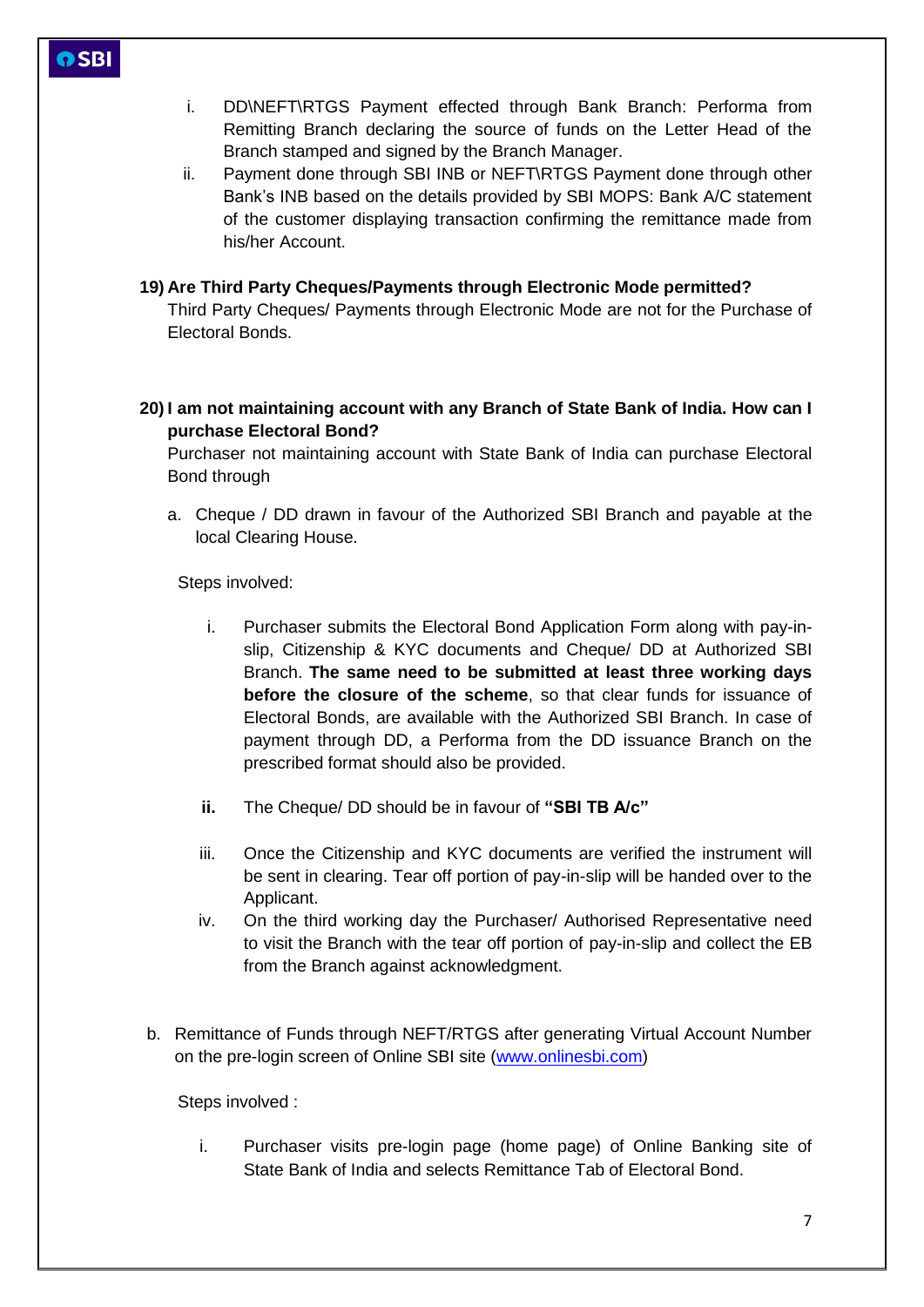i. DD\NEFT\RTGS Payment effected through Bank Branch: Performa from Remitting Branch declaring the source of funds on the Letter Head of the Branch stamped and signed by the Branch Manager.

ii. Payment done through SBI INB or NEFT\RTGS Payment done through other Bank's INB based on the details provided by SBI MOPS: Bank A/C statement of the customer displaying transaction confirming the remittance made from his/her Account.

**19) Are Third Party Cheques/Payments through Electronic Mode permitted?**

Third Party Cheques/ Payments through Electronic Mode are not for the Purchase of Electoral Bonds.

**20) I am not maintaining account with any Branch of State Bank of India. How can I purchase Electoral Bond?**

Purchaser not maintaining account with State Bank of India can purchase Electoral Bond through

a. Cheque / DD drawn in favour of the Authorized SBI Branch and payable at the local Clearing House.

Steps involved:

i. Purchaser submits the Electoral Bond Application Form along with pay-in-slip, Citizenship & KYC documents and Cheque/ DD at Authorized SBI Branch. **The same need to be submitted at least three working days before the closure of the scheme**, so that clear funds for issuance of Electoral Bonds, are available with the Authorized SBI Branch. In case of payment through DD, a Performa from the DD issuance Branch on the prescribed format should also be provided.

**ii.** The Cheque/ DD should be in favour of **"SBI TB A/c"**

iii. Once the Citizenship and KYC documents are verified the instrument will be sent in clearing. Tear off portion of pay-in-slip will be handed over to the Applicant.

iv. On the third working day the Purchaser/ Authorised Representative need to visit the Branch with the tear off portion of pay-in-slip and collect the EB from the Branch against acknowledgment.

b. Remittance of Funds through NEFT/RTGS after generating Virtual Account Number on the pre-login screen of Online SBI site ([www.onlinesbi.com](http://www.onlinesbi.com))

Steps involved :

i. Purchaser visits pre-login page (home page) of Online Banking site of State Bank of India and selects Remittance Tab of Electoral Bond.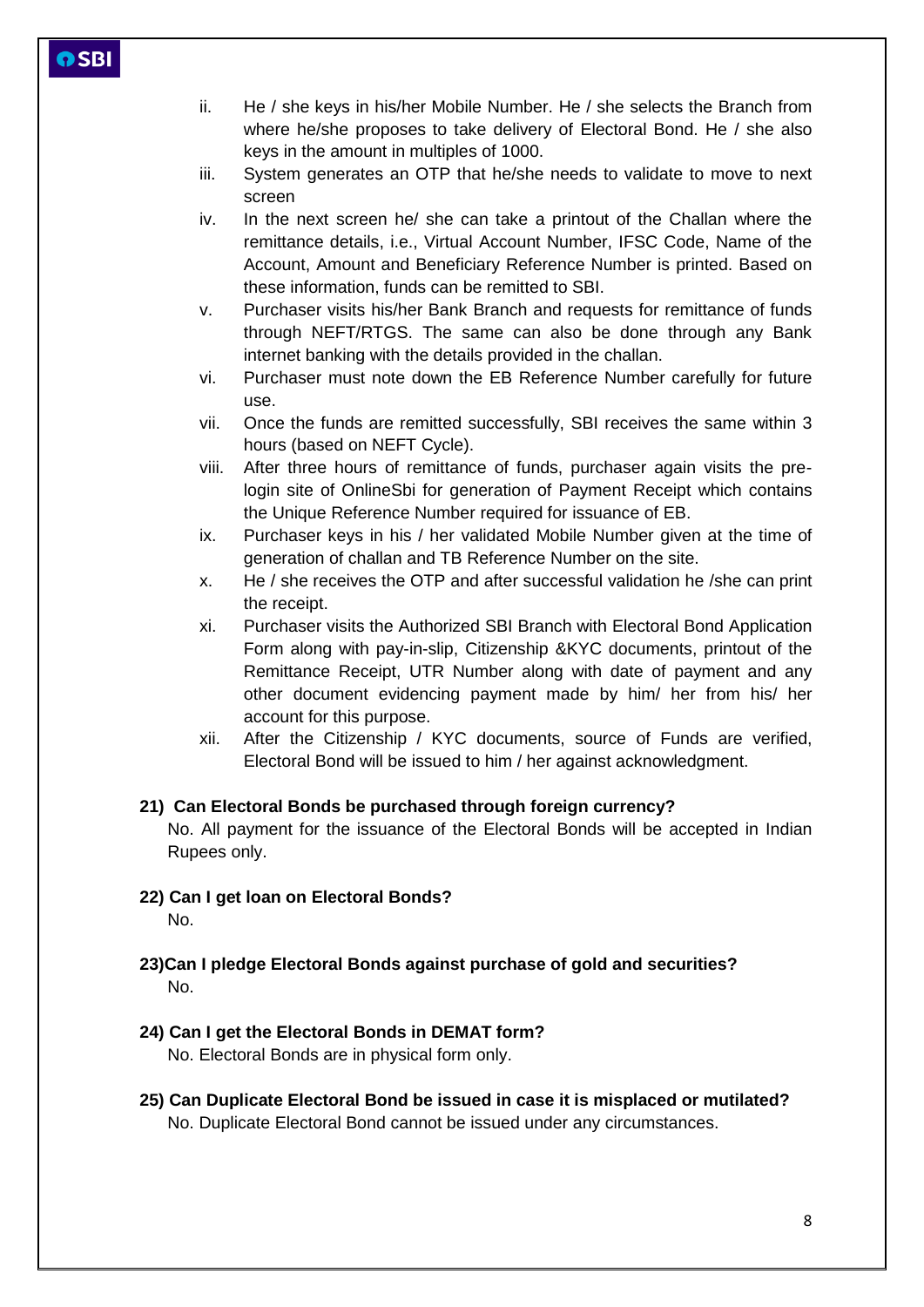ii. He / she keys in his/her Mobile Number. He / she selects the Branch from where he/she proposes to take delivery of Electoral Bond. He / she also keys in the amount in multiples of 1000.

iii. System generates an OTP that he/she needs to validate to move to next screen

iv. In the next screen he/ she can take a printout of the Challan where the remittance details, i.e., Virtual Account Number, IFSC Code, Name of the Account, Amount and Beneficiary Reference Number is printed. Based on these information, funds can be remitted to SBI.

v. Purchaser visits his/her Bank Branch and requests for remittance of funds through NEFT/RTGS. The same can also be done through any Bank internet banking with the details provided in the challan.

vi. Purchaser must note down the EB Reference Number carefully for future use.

vii. Once the funds are remitted successfully, SBI receives the same within 3 hours (based on NEFT Cycle).

viii. After three hours of remittance of funds, purchaser again visits the pre-login site of OnlineSbi for generation of Payment Receipt which contains the Unique Reference Number required for issuance of EB.

ix. Purchaser keys in his / her validated Mobile Number given at the time of generation of challan and TB Reference Number on the site.

x. He / she receives the OTP and after successful validation he /she can print the receipt.

xi. Purchaser visits the Authorized SBI Branch with Electoral Bond Application Form along with pay-in-slip, Citizenship &KYC documents, printout of the Remittance Receipt, UTR Number along with date of payment and any other document evidencing payment made by him/ her from his/ her account for this purpose.

xii. After the Citizenship / KYC documents, source of Funds are verified, Electoral Bond will be issued to him / her against acknowledgment.

**21) Can Electoral Bonds be purchased through foreign currency?**

No. All payment for the issuance of the Electoral Bonds will be accepted in Indian Rupees only.

**22) Can I get loan on Electoral Bonds?**

No.

**23)Can I pledge Electoral Bonds against purchase of gold and securities?**

No.

**24) Can I get the Electoral Bonds in DEMAT form?**

No. Electoral Bonds are in physical form only.

**25) Can Duplicate Electoral Bond be issued in case it is misplaced or mutilated?**

No. Duplicate Electoral Bond cannot be issued under any circumstances.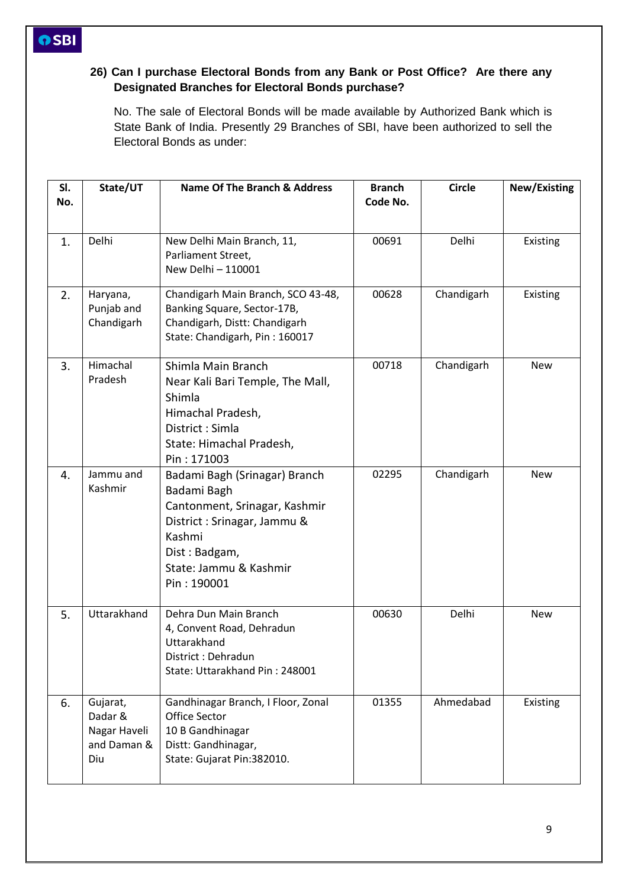**26) Can I purchase Electoral Bonds from any Bank or Post Office? Are there any Designated Branches for Electoral Bonds purchase?**

No. The sale of Electoral Bonds will be made available by Authorized Bank which is State Bank of India. Presently 29 Branches of SBI, have been authorized to sell the Electoral Bonds as under:

| Sl. No. | State/UT | Name Of The Branch & Address | Branch Code No. | Circle | New/Existing |
|---|---|---|---|---|---|
| 1. | Delhi | New Delhi Main Branch, 11, Parliament Street, New Delhi – 110001 | 00691 | Delhi | Existing |
| 2. | Haryana, Punjab and Chandigarh | Chandigarh Main Branch, SCO 43-48, Banking Square, Sector-17B, Chandigarh, Distt: Chandigarh State: Chandigarh, Pin : 160017 | 00628 | Chandigarh | Existing |
| 3. | Himachal Pradesh | Shimla Main Branch Near Kali Bari Temple, The Mall, Shimla Himachal Pradesh, District : Simla State: Himachal Pradesh, Pin : 171003 | 00718 | Chandigarh | New |
| 4. | Jammu and Kashmir | Badami Bagh (Srinagar) Branch Badami Bagh Cantonment, Srinagar, Kashmir District : Srinagar, Jammu & Kashmi Dist : Badgam, State: Jammu & Kashmir Pin : 190001 | 02295 | Chandigarh | New |
| 5. | Uttarakhand | Dehra Dun Main Branch 4, Convent Road, Dehradun Uttarakhand District : Dehradun State: Uttarakhand Pin : 248001 | 00630 | Delhi | New |
| 6. | Gujarat, Dadar & Nagar Haveli and Daman & Diu | Gandhinagar Branch, I Floor, Zonal Office Sector 10 B Gandhinagar Distt: Gandhinagar, State: Gujarat Pin:382010. | 01355 | Ahmedabad | Existing |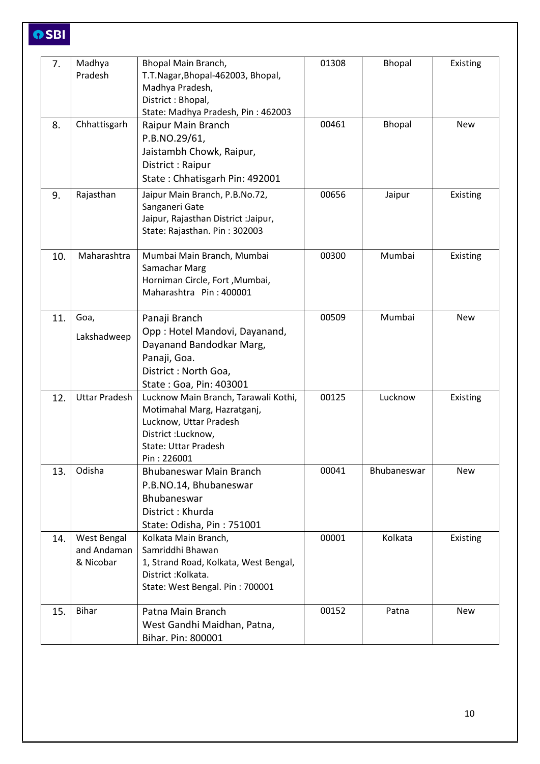| | | | | | |
|---|---|---|---|---|---|
| 7. | Madhya Pradesh | Bhopal Main Branch, T.T.Nagar,Bhopal-462003, Bhopal, Madhya Pradesh, District : Bhopal, State: Madhya Pradesh, Pin : 462003 | 01308 | Bhopal | Existing |
| 8. | Chhattisgarh | Raipur Main Branch P.B.NO.29/61, Jaistambh Chowk, Raipur, District : Raipur State : Chhatisgarh Pin: 492001 | 00461 | Bhopal | New |
| 9. | Rajasthan | Jaipur Main Branch, P.B.No.72, Sanganeri Gate Jaipur, Rajasthan District :Jaipur, State: Rajasthan. Pin : 302003 | 00656 | Jaipur | Existing |
| 10. | Maharashtra | Mumbai Main Branch, Mumbai Samachar Marg Horniman Circle, Fort ,Mumbai, Maharashtra Pin : 400001 | 00300 | Mumbai | Existing |
| 11. | Goa, Lakshadweep | Panaji Branch Opp : Hotel Mandovi, Dayanand, Dayanand Bandodkar Marg, Panaji, Goa. District : North Goa, State : Goa, Pin: 403001 | 00509 | Mumbai | New |
| 12. | Uttar Pradesh | Lucknow Main Branch, Tarawali Kothi, Motimahal Marg, Hazratganj, Lucknow, Uttar Pradesh District :Lucknow, State: Uttar Pradesh Pin : 226001 | 00125 | Lucknow | Existing |
| 13. | Odisha | Bhubaneswar Main Branch P.B.NO.14, Bhubaneswar Bhubaneswar District : Khurda State: Odisha, Pin : 751001 | 00041 | Bhubaneswar | New |
| 14. | West Bengal and Andaman & Nicobar | Kolkata Main Branch, Samriddhi Bhawan 1, Strand Road, Kolkata, West Bengal, District :Kolkata. State: West Bengal. Pin : 700001 | 00001 | Kolkata | Existing |
| 15. | Bihar | Patna Main Branch West Gandhi Maidhan, Patna, Bihar. Pin: 800001 | 00152 | Patna | New |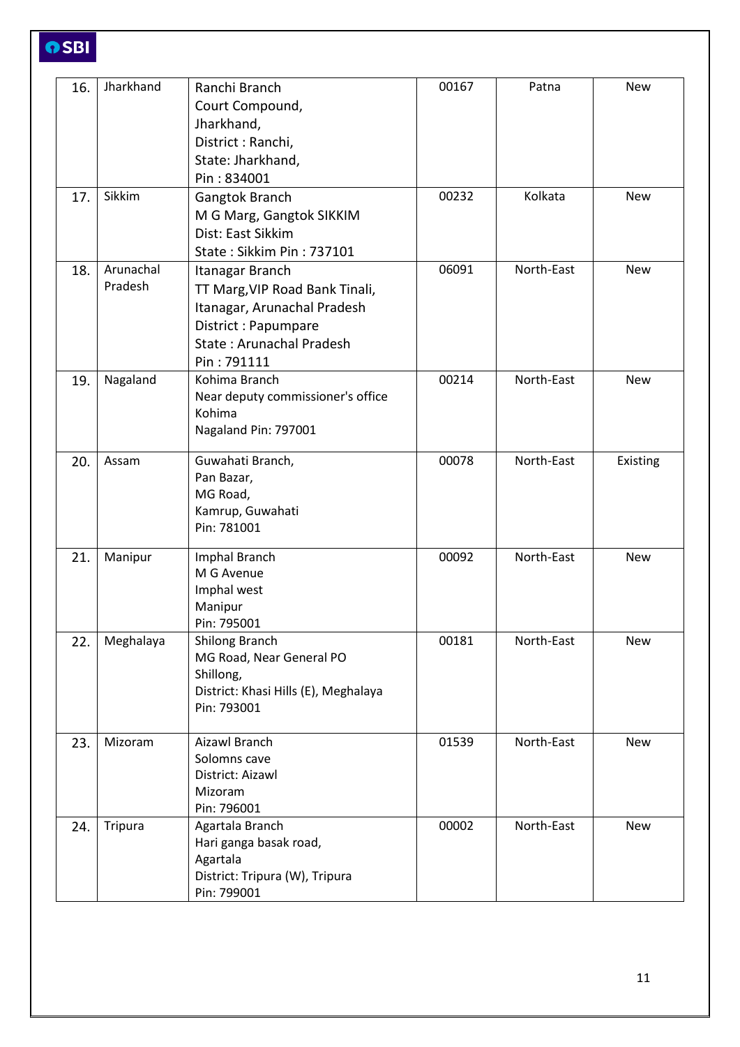| | | | | | |
|---|---|---|---|---|---|
| 16. | Jharkhand | Ranchi Branch<br>Court Compound,<br>Jharkhand,<br>District : Ranchi,<br>State: Jharkhand,<br>Pin : 834001 | 00167 | Patna | New |
| 17. | Sikkim | Gangtok Branch<br>M G Marg, Gangtok SIKKIM<br>Dist: East Sikkim<br>State : Sikkim Pin : 737101 | 00232 | Kolkata | New |
| 18. | Arunachal Pradesh | Itanagar Branch<br>TT Marg,VIP Road Bank Tinali, Itanagar, Arunachal Pradesh<br>District : Papumpare<br>State : Arunachal Pradesh<br>Pin : 791111 | 06091 | North-East | New |
| 19. | Nagaland | Kohima Branch<br>Near deputy commissioner's office<br>Kohima<br>Nagaland Pin: 797001 | 00214 | North-East | New |
| 20. | Assam | Guwahati Branch,<br>Pan Bazar,<br>MG Road,<br>Kamrup, Guwahati<br>Pin: 781001 | 00078 | North-East | Existing |
| 21. | Manipur | Imphal Branch<br>M G Avenue<br>Imphal west<br>Manipur<br>Pin: 795001 | 00092 | North-East | New |
| 22. | Meghalaya | Shilong Branch<br>MG Road, Near General PO<br>Shillong,<br>District: Khasi Hills (E), Meghalaya<br>Pin: 793001 | 00181 | North-East | New |
| 23. | Mizoram | Aizawl Branch<br>Solomns cave<br>District: Aizawl<br>Mizoram<br>Pin: 796001 | 01539 | North-East | New |
| 24. | Tripura | Agartala Branch<br>Hari ganga basak road,<br>Agartala<br>District: Tripura (W), Tripura<br>Pin: 799001 | 00002 | North-East | New |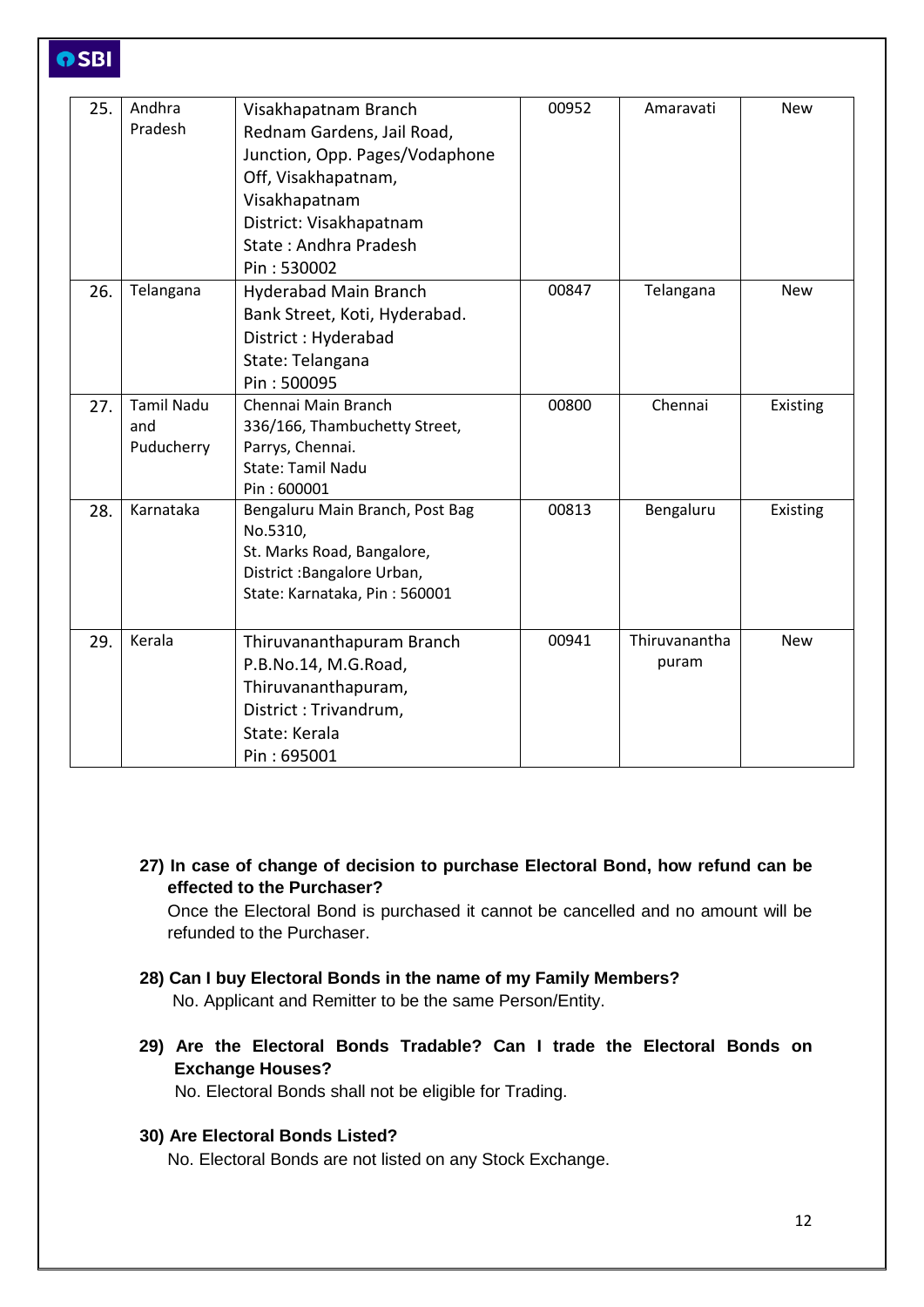| | | | | | |
|---|---|---|---|---|---|
| 25. | Andhra Pradesh | Visakhapatnam Branch Rednam Gardens, Jail Road, Junction, Opp. Pages/Vodaphone Off, Visakhapatnam, Visakhapatnam District: Visakhapatnam State : Andhra Pradesh Pin : 530002 | 00952 | Amaravati | New |
| 26. | Telangana | Hyderabad Main Branch Bank Street, Koti, Hyderabad. District : Hyderabad State: Telangana Pin : 500095 | 00847 | Telangana | New |
| 27. | Tamil Nadu and Puducherry | Chennai Main Branch 336/166, Thambuchetty Street, Parrys, Chennai. State: Tamil Nadu Pin : 600001 | 00800 | Chennai | Existing |
| 28. | Karnataka | Bengaluru Main Branch, Post Bag No.5310, St. Marks Road, Bangalore, District :Bangalore Urban, State: Karnataka, Pin : 560001 | 00813 | Bengaluru | Existing |
| 29. | Kerala | Thiruvananthapuram Branch P.B.No.14, M.G.Road, Thiruvananthapuram, District : Trivandrum, State: Kerala Pin : 695001 | 00941 | Thiruvananthapuram | New |

**27) In case of change of decision to purchase Electoral Bond, how refund can be effected to the Purchaser?**

Once the Electoral Bond is purchased it cannot be cancelled and no amount will be refunded to the Purchaser.

**28) Can I buy Electoral Bonds in the name of my Family Members?**

No. Applicant and Remitter to be the same Person/Entity.

**29) Are the Electoral Bonds Tradable? Can I trade the Electoral Bonds on Exchange Houses?**

No. Electoral Bonds shall not be eligible for Trading.

**30) Are Electoral Bonds Listed?**

No. Electoral Bonds are not listed on any Stock Exchange.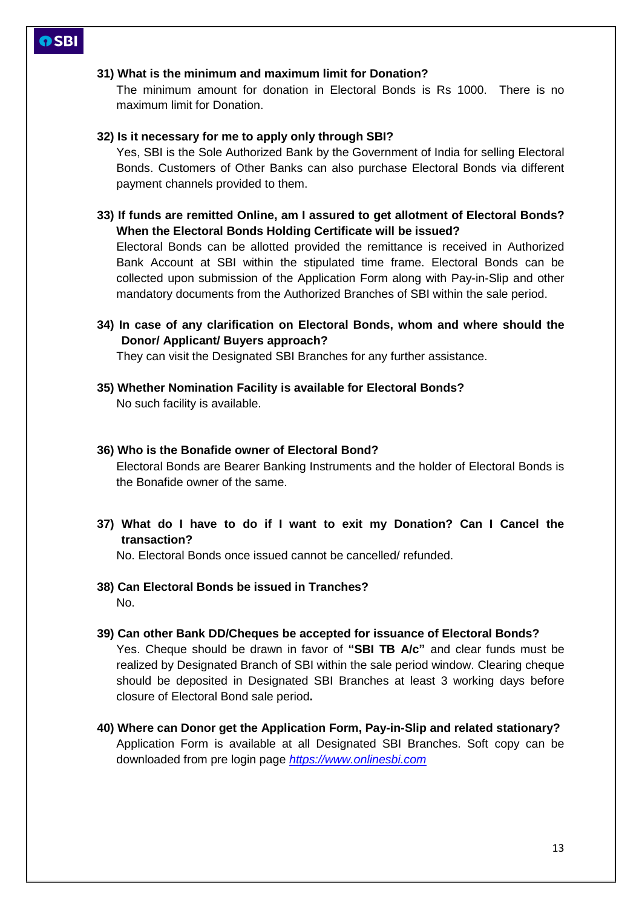**31) What is the minimum and maximum limit for Donation?**

The minimum amount for donation in Electoral Bonds is Rs 1000. There is no maximum limit for Donation.

**32) Is it necessary for me to apply only through SBI?**

Yes, SBI is the Sole Authorized Bank by the Government of India for selling Electoral Bonds. Customers of Other Banks can also purchase Electoral Bonds via different payment channels provided to them.

**33) If funds are remitted Online, am I assured to get allotment of Electoral Bonds? When the Electoral Bonds Holding Certificate will be issued?**

Electoral Bonds can be allotted provided the remittance is received in Authorized Bank Account at SBI within the stipulated time frame. Electoral Bonds can be collected upon submission of the Application Form along with Pay-in-Slip and other mandatory documents from the Authorized Branches of SBI within the sale period.

**34) In case of any clarification on Electoral Bonds, whom and where should the Donor/ Applicant/ Buyers approach?**

They can visit the Designated SBI Branches for any further assistance.

**35) Whether Nomination Facility is available for Electoral Bonds?**

No such facility is available.

**36) Who is the Bonafide owner of Electoral Bond?**

Electoral Bonds are Bearer Banking Instruments and the holder of Electoral Bonds is the Bonafide owner of the same.

**37) What do I have to do if I want to exit my Donation? Can I Cancel the transaction?**

No. Electoral Bonds once issued cannot be cancelled/ refunded.

**38) Can Electoral Bonds be issued in Tranches?**

No.

**39) Can other Bank DD/Cheques be accepted for issuance of Electoral Bonds?**

Yes. Cheque should be drawn in favor of **"SBI TB A/c"** and clear funds must be realized by Designated Branch of SBI within the sale period window. Clearing cheque should be deposited in Designated SBI Branches at least 3 working days before closure of Electoral Bond sale period**.**

**40) Where can Donor get the Application Form, Pay-in-Slip and related stationary?**

Application Form is available at all Designated SBI Branches. Soft copy can be downloaded from pre login page *https://www.onlinesbi.com*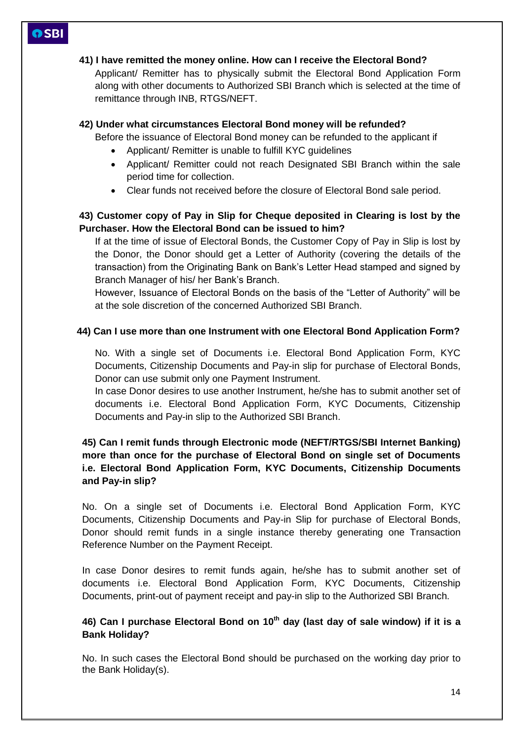**41) I have remitted the money online. How can I receive the Electoral Bond?**

Applicant/ Remitter has to physically submit the Electoral Bond Application Form along with other documents to Authorized SBI Branch which is selected at the time of remittance through INB, RTGS/NEFT.

**42) Under what circumstances Electoral Bond money will be refunded?**

Before the issuance of Electoral Bond money can be refunded to the applicant if

- Applicant/ Remitter is unable to fulfill KYC guidelines
- Applicant/ Remitter could not reach Designated SBI Branch within the sale period time for collection.
- Clear funds not received before the closure of Electoral Bond sale period.

**43) Customer copy of Pay in Slip for Cheque deposited in Clearing is lost by the Purchaser. How the Electoral Bond can be issued to him?**

If at the time of issue of Electoral Bonds, the Customer Copy of Pay in Slip is lost by the Donor, the Donor should get a Letter of Authority (covering the details of the transaction) from the Originating Bank on Bank's Letter Head stamped and signed by Branch Manager of his/ her Bank's Branch.

However, Issuance of Electoral Bonds on the basis of the "Letter of Authority" will be at the sole discretion of the concerned Authorized SBI Branch.

**44) Can I use more than one Instrument with one Electoral Bond Application Form?**

No. With a single set of Documents i.e. Electoral Bond Application Form, KYC Documents, Citizenship Documents and Pay-in slip for purchase of Electoral Bonds, Donor can use submit only one Payment Instrument.

In case Donor desires to use another Instrument, he/she has to submit another set of documents i.e. Electoral Bond Application Form, KYC Documents, Citizenship Documents and Pay-in slip to the Authorized SBI Branch.

**45) Can I remit funds through Electronic mode (NEFT/RTGS/SBI Internet Banking) more than once for the purchase of Electoral Bond on single set of Documents i.e. Electoral Bond Application Form, KYC Documents, Citizenship Documents and Pay-in slip?**

No. On a single set of Documents i.e. Electoral Bond Application Form, KYC Documents, Citizenship Documents and Pay-in Slip for purchase of Electoral Bonds, Donor should remit funds in a single instance thereby generating one Transaction Reference Number on the Payment Receipt.

In case Donor desires to remit funds again, he/she has to submit another set of documents i.e. Electoral Bond Application Form, KYC Documents, Citizenship Documents, print-out of payment receipt and pay-in slip to the Authorized SBI Branch.

**46) Can I purchase Electoral Bond on 10th day (last day of sale window) if it is a Bank Holiday?**

No. In such cases the Electoral Bond should be purchased on the working day prior to the Bank Holiday(s).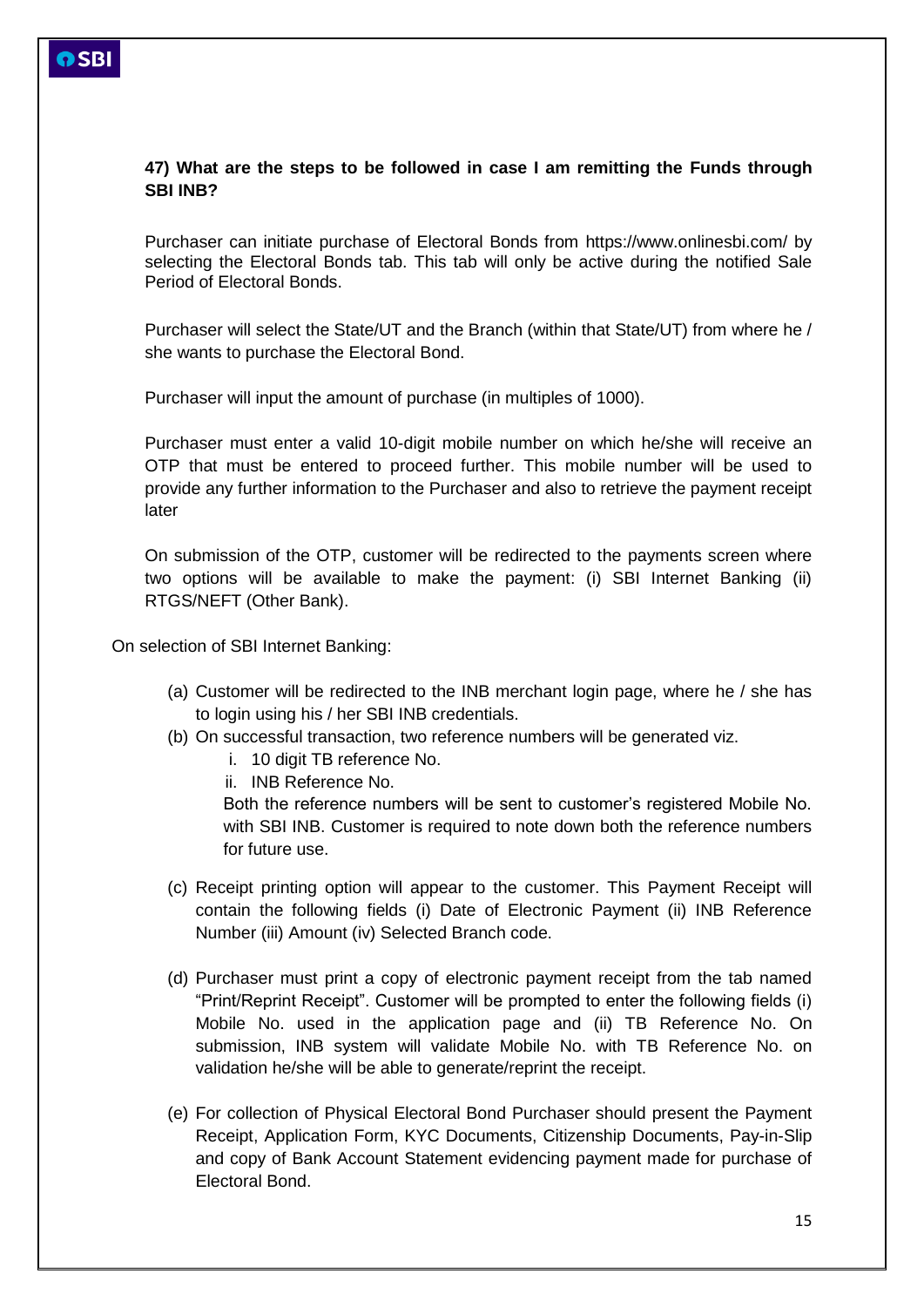**47) What are the steps to be followed in case I am remitting the Funds through SBI INB?**

Purchaser can initiate purchase of Electoral Bonds from https://www.onlinesbi.com/ by selecting the Electoral Bonds tab. This tab will only be active during the notified Sale Period of Electoral Bonds.

Purchaser will select the State/UT and the Branch (within that State/UT) from where he / she wants to purchase the Electoral Bond.

Purchaser will input the amount of purchase (in multiples of 1000).

Purchaser must enter a valid 10-digit mobile number on which he/she will receive an OTP that must be entered to proceed further. This mobile number will be used to provide any further information to the Purchaser and also to retrieve the payment receipt later

On submission of the OTP, customer will be redirected to the payments screen where two options will be available to make the payment: (i) SBI Internet Banking (ii) RTGS/NEFT (Other Bank).

On selection of SBI Internet Banking:

(a) Customer will be redirected to the INB merchant login page, where he / she has to login using his / her SBI INB credentials.

(b) On successful transaction, two reference numbers will be generated viz.
   i. 10 digit TB reference No.
   ii. INB Reference No.

   Both the reference numbers will be sent to customer's registered Mobile No. with SBI INB. Customer is required to note down both the reference numbers for future use.

(c) Receipt printing option will appear to the customer. This Payment Receipt will contain the following fields (i) Date of Electronic Payment (ii) INB Reference Number (iii) Amount (iv) Selected Branch code.

(d) Purchaser must print a copy of electronic payment receipt from the tab named "Print/Reprint Receipt". Customer will be prompted to enter the following fields (i) Mobile No. used in the application page and (ii) TB Reference No. On submission, INB system will validate Mobile No. with TB Reference No. on validation he/she will be able to generate/reprint the receipt.

(e) For collection of Physical Electoral Bond Purchaser should present the Payment Receipt, Application Form, KYC Documents, Citizenship Documents, Pay-in-Slip and copy of Bank Account Statement evidencing payment made for purchase of Electoral Bond.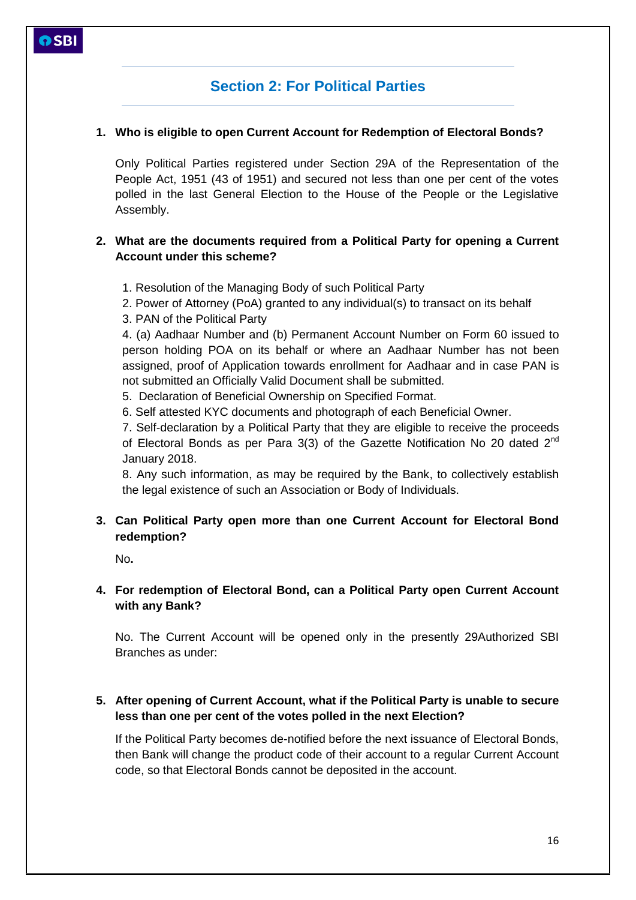## Section 2: For Political Parties

1. **Who is eligible to open Current Account for Redemption of Electoral Bonds?**

   Only Political Parties registered under Section 29A of the Representation of the People Act, 1951 (43 of 1951) and secured not less than one per cent of the votes polled in the last General Election to the House of the People or the Legislative Assembly.

2. **What are the documents required from a Political Party for opening a Current Account under this scheme?**

   1. Resolution of the Managing Body of such Political Party
   2. Power of Attorney (PoA) granted to any individual(s) to transact on its behalf
   3. PAN of the Political Party
   4. (a) Aadhaar Number and (b) Permanent Account Number on Form 60 issued to person holding POA on its behalf or where an Aadhaar Number has not been assigned, proof of Application towards enrollment for Aadhaar and in case PAN is not submitted an Officially Valid Document shall be submitted.
   5. Declaration of Beneficial Ownership on Specified Format.
   6. Self attested KYC documents and photograph of each Beneficial Owner.
   7. Self-declaration by a Political Party that they are eligible to receive the proceeds of Electoral Bonds as per Para 3(3) of the Gazette Notification No 20 dated 2nd January 2018.
   8. Any such information, as may be required by the Bank, to collectively establish the legal existence of such an Association or Body of Individuals.

3. **Can Political Party open more than one Current Account for Electoral Bond redemption?**

   No**.**

4. **For redemption of Electoral Bond, can a Political Party open Current Account with any Bank?**

   No. The Current Account will be opened only in the presently 29Authorized SBI Branches as under:

5. **After opening of Current Account, what if the Political Party is unable to secure less than one per cent of the votes polled in the next Election?**

   If the Political Party becomes de-notified before the next issuance of Electoral Bonds, then Bank will change the product code of their account to a regular Current Account code, so that Electoral Bonds cannot be deposited in the account.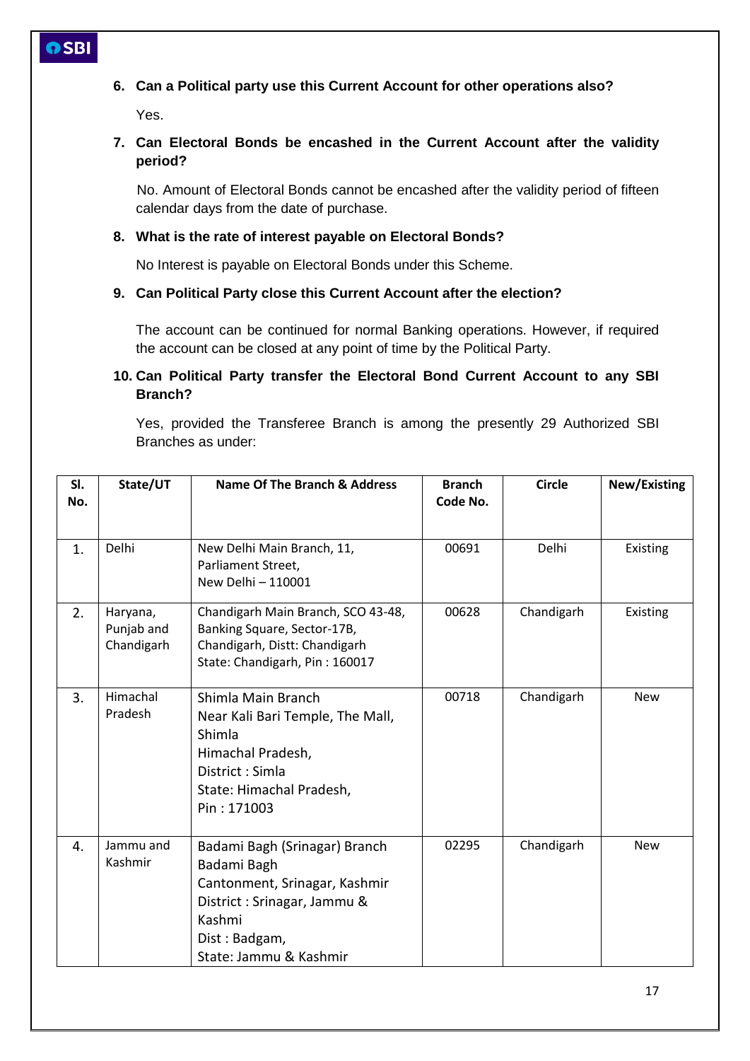6. **Can a Political party use this Current Account for other operations also?**

   Yes.

7. **Can Electoral Bonds be encashed in the Current Account after the validity period?**

   No. Amount of Electoral Bonds cannot be encashed after the validity period of fifteen calendar days from the date of purchase.

8. **What is the rate of interest payable on Electoral Bonds?**

   No Interest is payable on Electoral Bonds under this Scheme.

9. **Can Political Party close this Current Account after the election?**

   The account can be continued for normal Banking operations. However, if required the account can be closed at any point of time by the Political Party.

10. **Can Political Party transfer the Electoral Bond Current Account to any SBI Branch?**

    Yes, provided the Transferee Branch is among the presently 29 Authorized SBI Branches as under:

| Sl. No. | State/UT | Name Of The Branch & Address | Branch Code No. | Circle | New/Existing |
|---|---|---|---|---|---|
| 1. | Delhi | New Delhi Main Branch, 11, Parliament Street, New Delhi – 110001 | 00691 | Delhi | Existing |
| 2. | Haryana, Punjab and Chandigarh | Chandigarh Main Branch, SCO 43-48, Banking Square, Sector-17B, Chandigarh, Distt: Chandigarh State: Chandigarh, Pin : 160017 | 00628 | Chandigarh | Existing |
| 3. | Himachal Pradesh | Shimla Main Branch Near Kali Bari Temple, The Mall, Shimla Himachal Pradesh, District : Simla State: Himachal Pradesh, Pin : 171003 | 00718 | Chandigarh | New |
| 4. | Jammu and Kashmir | Badami Bagh (Srinagar) Branch Badami Bagh Cantonment, Srinagar, Kashmir District : Srinagar, Jammu & Kashmi Dist : Badgam, State: Jammu & Kashmir | 02295 | Chandigarh | New |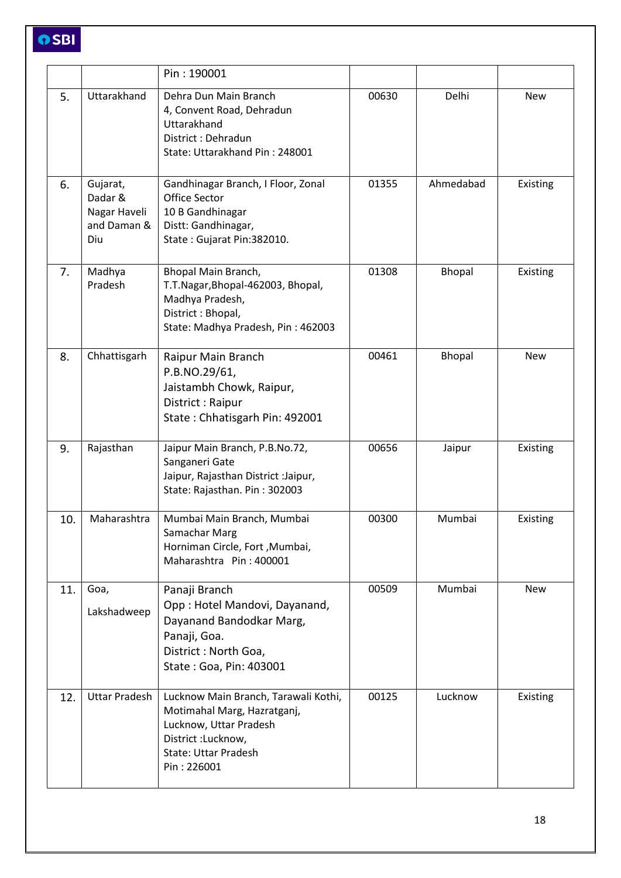| | | | | | |
|---|---|---|---|---|---|
| | | Pin : 190001 | | | |
| 5. | Uttarakhand | Dehra Dun Main Branch<br>4, Convent Road, Dehradun<br>Uttarakhand<br>District : Dehradun<br>State: Uttarakhand Pin : 248001 | 00630 | Delhi | New |
| 6. | Gujarat, Dadar & Nagar Haveli and Daman & Diu | Gandhinagar Branch, I Floor, Zonal Office Sector<br>10 B Gandhinagar<br>Distt: Gandhinagar,<br>State : Gujarat Pin:382010. | 01355 | Ahmedabad | Existing |
| 7. | Madhya Pradesh | Bhopal Main Branch,<br>T.T.Nagar,Bhopal-462003, Bhopal,<br>Madhya Pradesh,<br>District : Bhopal,<br>State: Madhya Pradesh, Pin : 462003 | 01308 | Bhopal | Existing |
| 8. | Chhattisgarh | Raipur Main Branch<br>P.B.NO.29/61,<br>Jaistambh Chowk, Raipur,<br>District : Raipur<br>State : Chhatisgarh Pin: 492001 | 00461 | Bhopal | New |
| 9. | Rajasthan | Jaipur Main Branch, P.B.No.72,<br>Sanganeri Gate<br>Jaipur, Rajasthan District :Jaipur,<br>State: Rajasthan. Pin : 302003 | 00656 | Jaipur | Existing |
| 10. | Maharashtra | Mumbai Main Branch, Mumbai Samachar Marg<br>Horniman Circle, Fort ,Mumbai,<br>Maharashtra Pin : 400001 | 00300 | Mumbai | Existing |
| 11. | Goa,<br>Lakshadweep | Panaji Branch<br>Opp : Hotel Mandovi, Dayanand,<br>Dayanand Bandodkar Marg,<br>Panaji, Goa.<br>District : North Goa,<br>State : Goa, Pin: 403001 | 00509 | Mumbai | New |
| 12. | Uttar Pradesh | Lucknow Main Branch, Tarawali Kothi,<br>Motimahal Marg, Hazratganj,<br>Lucknow, Uttar Pradesh<br>District :Lucknow,<br>State: Uttar Pradesh<br>Pin : 226001 | 00125 | Lucknow | Existing |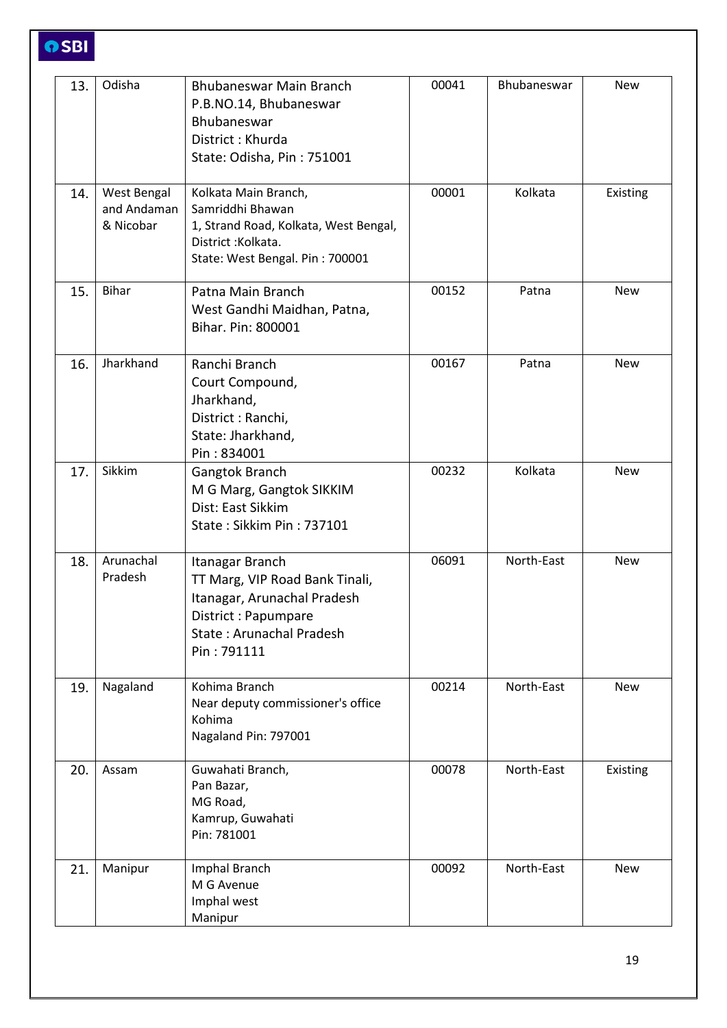| | | | | | |
|---|---|---|---|---|---|
| 13. | Odisha | Bhubaneswar Main Branch<br>P.B.NO.14, Bhubaneswar<br>Bhubaneswar<br>District : Khurda<br>State: Odisha, Pin : 751001 | 00041 | Bhubaneswar | New |
| 14. | West Bengal and Andaman & Nicobar | Kolkata Main Branch,<br>Samriddhi Bhawan<br>1, Strand Road, Kolkata, West Bengal,<br>District :Kolkata.<br>State: West Bengal. Pin : 700001 | 00001 | Kolkata | Existing |
| 15. | Bihar | Patna Main Branch<br>West Gandhi Maidhan, Patna,<br>Bihar. Pin: 800001 | 00152 | Patna | New |
| 16. | Jharkhand | Ranchi Branch<br>Court Compound,<br>Jharkhand,<br>District : Ranchi,<br>State: Jharkhand,<br>Pin : 834001 | 00167 | Patna | New |
| 17. | Sikkim | Gangtok Branch<br>M G Marg, Gangtok SIKKIM<br>Dist: East Sikkim<br>State : Sikkim Pin : 737101 | 00232 | Kolkata | New |
| 18. | Arunachal Pradesh | Itanagar Branch<br>TT Marg, VIP Road Bank Tinali,<br>Itanagar, Arunachal Pradesh<br>District : Papumpare<br>State : Arunachal Pradesh<br>Pin : 791111 | 06091 | North-East | New |
| 19. | Nagaland | Kohima Branch<br>Near deputy commissioner's office<br>Kohima<br>Nagaland Pin: 797001 | 00214 | North-East | New |
| 20. | Assam | Guwahati Branch,<br>Pan Bazar,<br>MG Road,<br>Kamrup, Guwahati<br>Pin: 781001 | 00078 | North-East | Existing |
| 21. | Manipur | Imphal Branch<br>M G Avenue<br>Imphal west<br>Manipur | 00092 | North-East | New |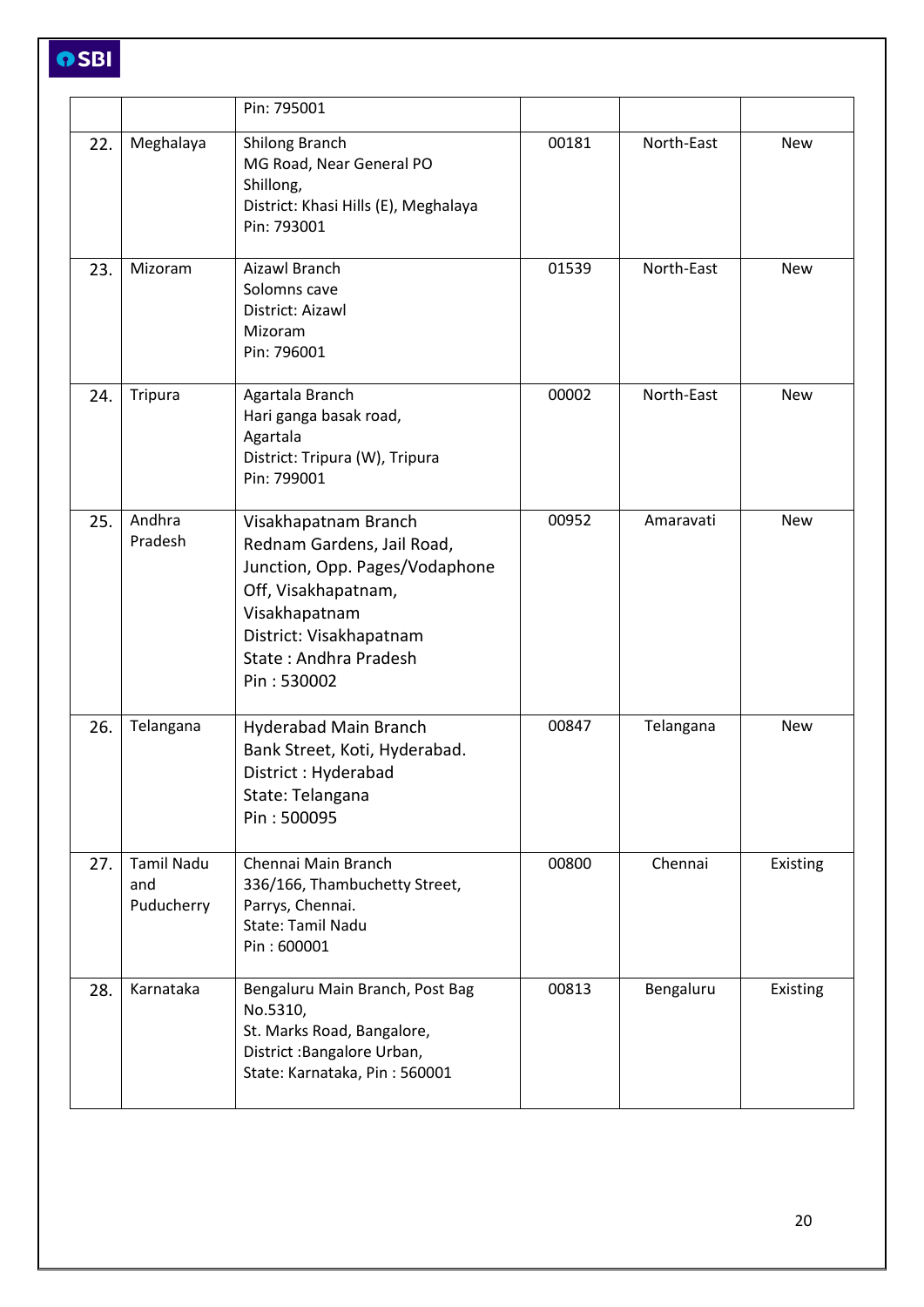| | | | | | |
|---|---|---|---|---|---|
| | | Pin: 795001 | | | |
| 22. | Meghalaya | Shilong Branch<br>MG Road, Near General PO<br>Shillong,<br>District: Khasi Hills (E), Meghalaya<br>Pin: 793001 | 00181 | North-East | New |
| 23. | Mizoram | Aizawl Branch<br>Solomns cave<br>District: Aizawl<br>Mizoram<br>Pin: 796001 | 01539 | North-East | New |
| 24. | Tripura | Agartala Branch<br>Hari ganga basak road,<br>Agartala<br>District: Tripura (W), Tripura<br>Pin: 799001 | 00002 | North-East | New |
| 25. | Andhra Pradesh | Visakhapatnam Branch<br>Rednam Gardens, Jail Road,<br>Junction, Opp. Pages/Vodaphone<br>Off, Visakhapatnam,<br>Visakhapatnam<br>District: Visakhapatnam<br>State : Andhra Pradesh<br>Pin : 530002 | 00952 | Amaravati | New |
| 26. | Telangana | Hyderabad Main Branch<br>Bank Street, Koti, Hyderabad.<br>District : Hyderabad<br>State: Telangana<br>Pin : 500095 | 00847 | Telangana | New |
| 27. | Tamil Nadu and Puducherry | Chennai Main Branch<br>336/166, Thambuchetty Street,<br>Parrys, Chennai.<br>State: Tamil Nadu<br>Pin : 600001 | 00800 | Chennai | Existing |
| 28. | Karnataka | Bengaluru Main Branch, Post Bag No.5310,<br>St. Marks Road, Bangalore,<br>District :Bangalore Urban,<br>State: Karnataka, Pin : 560001 | 00813 | Bengaluru | Existing |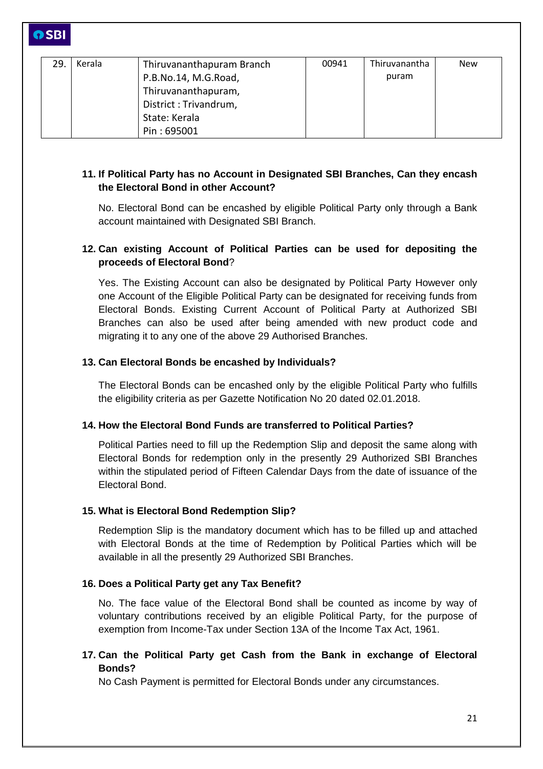| | | | | | |
|---|---|---|---|---|---|
| 29. | Kerala | Thiruvananthapuram Branch P.B.No.14, M.G.Road, Thiruvananthapuram, District : Trivandrum, State: Kerala Pin : 695001 | 00941 | Thiruvananthapuram | New |

**11. If Political Party has no Account in Designated SBI Branches, Can they encash the Electoral Bond in other Account?**

No. Electoral Bond can be encashed by eligible Political Party only through a Bank account maintained with Designated SBI Branch.

**12. Can existing Account of Political Parties can be used for depositing the proceeds of Electoral Bond?**

Yes. The Existing Account can also be designated by Political Party However only one Account of the Eligible Political Party can be designated for receiving funds from Electoral Bonds. Existing Current Account of Political Party at Authorized SBI Branches can also be used after being amended with new product code and migrating it to any one of the above 29 Authorised Branches.

**13. Can Electoral Bonds be encashed by Individuals?**

The Electoral Bonds can be encashed only by the eligible Political Party who fulfills the eligibility criteria as per Gazette Notification No 20 dated 02.01.2018.

**14. How the Electoral Bond Funds are transferred to Political Parties?**

Political Parties need to fill up the Redemption Slip and deposit the same along with Electoral Bonds for redemption only in the presently 29 Authorized SBI Branches within the stipulated period of Fifteen Calendar Days from the date of issuance of the Electoral Bond.

**15. What is Electoral Bond Redemption Slip?**

Redemption Slip is the mandatory document which has to be filled up and attached with Electoral Bonds at the time of Redemption by Political Parties which will be available in all the presently 29 Authorized SBI Branches.

**16. Does a Political Party get any Tax Benefit?**

No. The face value of the Electoral Bond shall be counted as income by way of voluntary contributions received by an eligible Political Party, for the purpose of exemption from Income-Tax under Section 13A of the Income Tax Act, 1961.

**17. Can the Political Party get Cash from the Bank in exchange of Electoral Bonds?**

No Cash Payment is permitted for Electoral Bonds under any circumstances.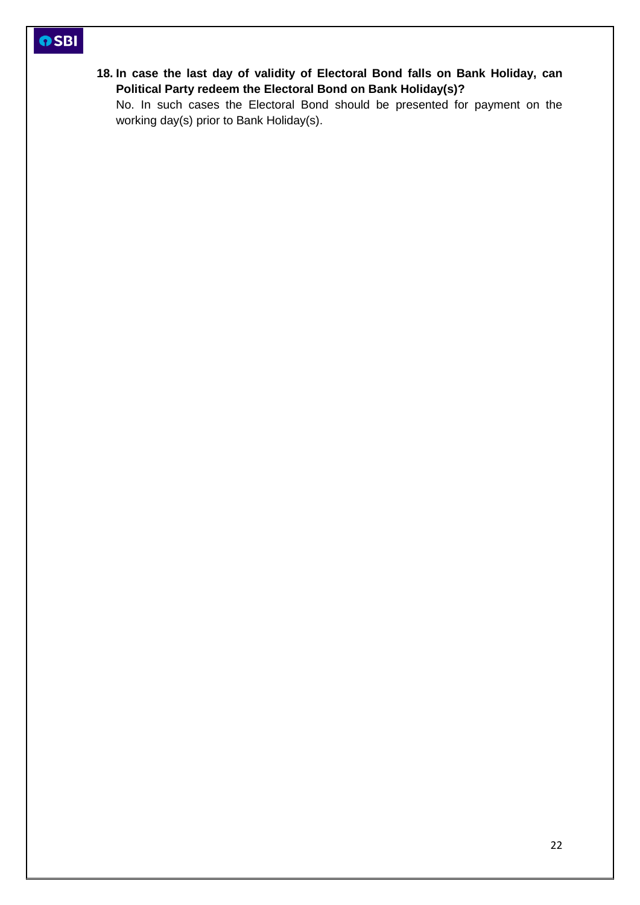**18. In case the last day of validity of Electoral Bond falls on Bank Holiday, can Political Party redeem the Electoral Bond on Bank Holiday(s)?**

No. In such cases the Electoral Bond should be presented for payment on the working day(s) prior to Bank Holiday(s).